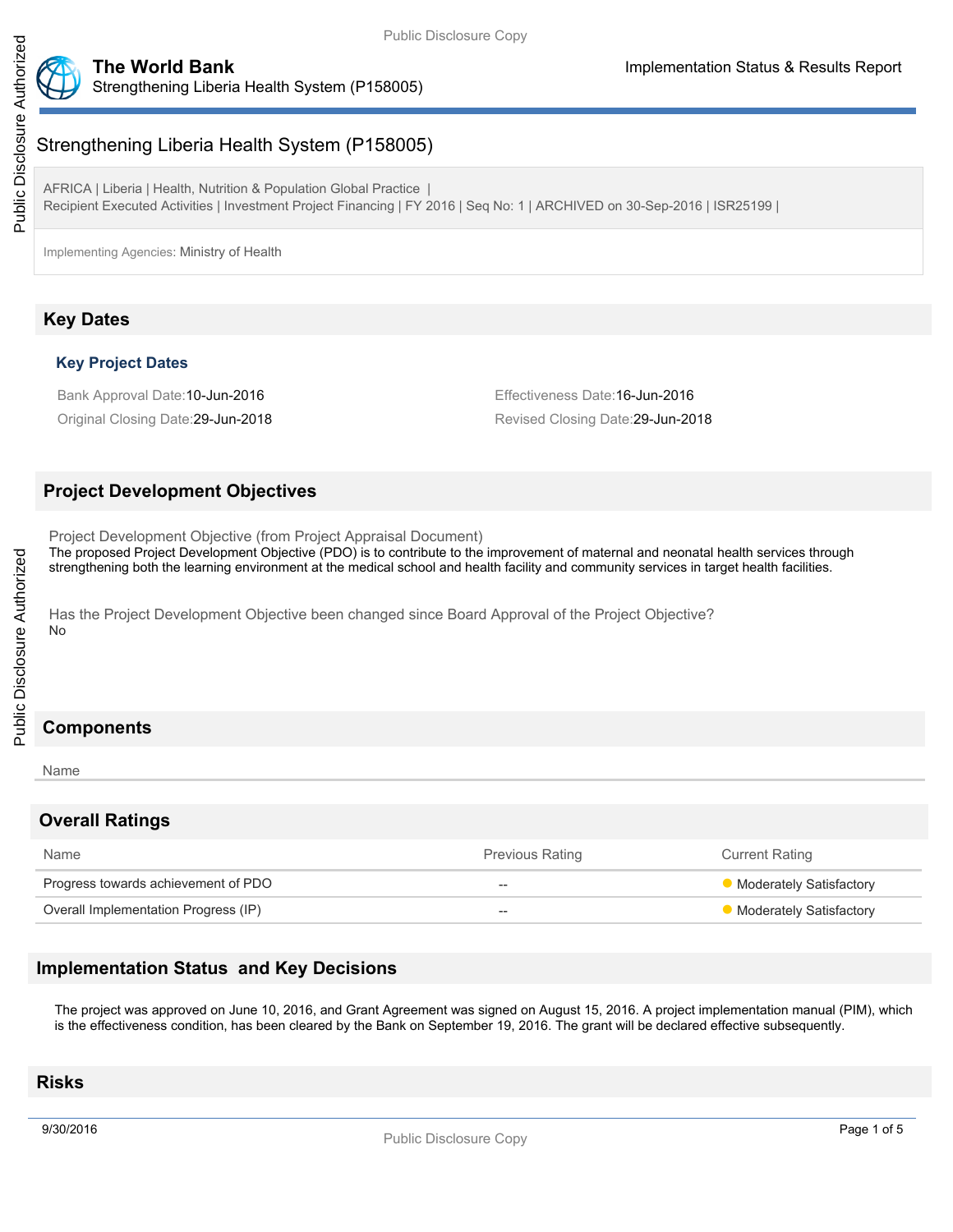# Strengthening Liberia Health System (P158005)

AFRICA | Liberia | Health, Nutrition & Population Global Practice |
Recipient Executed Activities | Investment Project Financing | FY 2016 | Seq No: 1 | ARCHIVED on 30-Sep-2016 | ISR25199 |

Implementing Agencies: Ministry of Health

## Key Dates

### Key Project Dates

Bank Approval Date:10-Jun-2016

Effectiveness Date:16-Jun-2016

Original Closing Date:29-Jun-2018

Revised Closing Date:29-Jun-2018

## Project Development Objectives

Project Development Objective (from Project Appraisal Document)

The proposed Project Development Objective (PDO) is to contribute to the improvement of maternal and neonatal health services through strengthening both the learning environment at the medical school and health facility and community services in target health facilities.

Has the Project Development Objective been changed since Board Approval of the Project Objective?

No

## Components

| Name |
| --- |

## Overall Ratings

| Name | Previous Rating | Current Rating |
| --- | --- | --- |
| Progress towards achievement of PDO | -- | Moderately Satisfactory |
| Overall Implementation Progress (IP) | -- | Moderately Satisfactory |

## Implementation Status and Key Decisions

The project was approved on June 10, 2016, and Grant Agreement was signed on August 15, 2016. A project implementation manual (PIM), which is the effectiveness condition, has been cleared by the Bank on September 19, 2016. The grant will be declared effective subsequently.

## Risks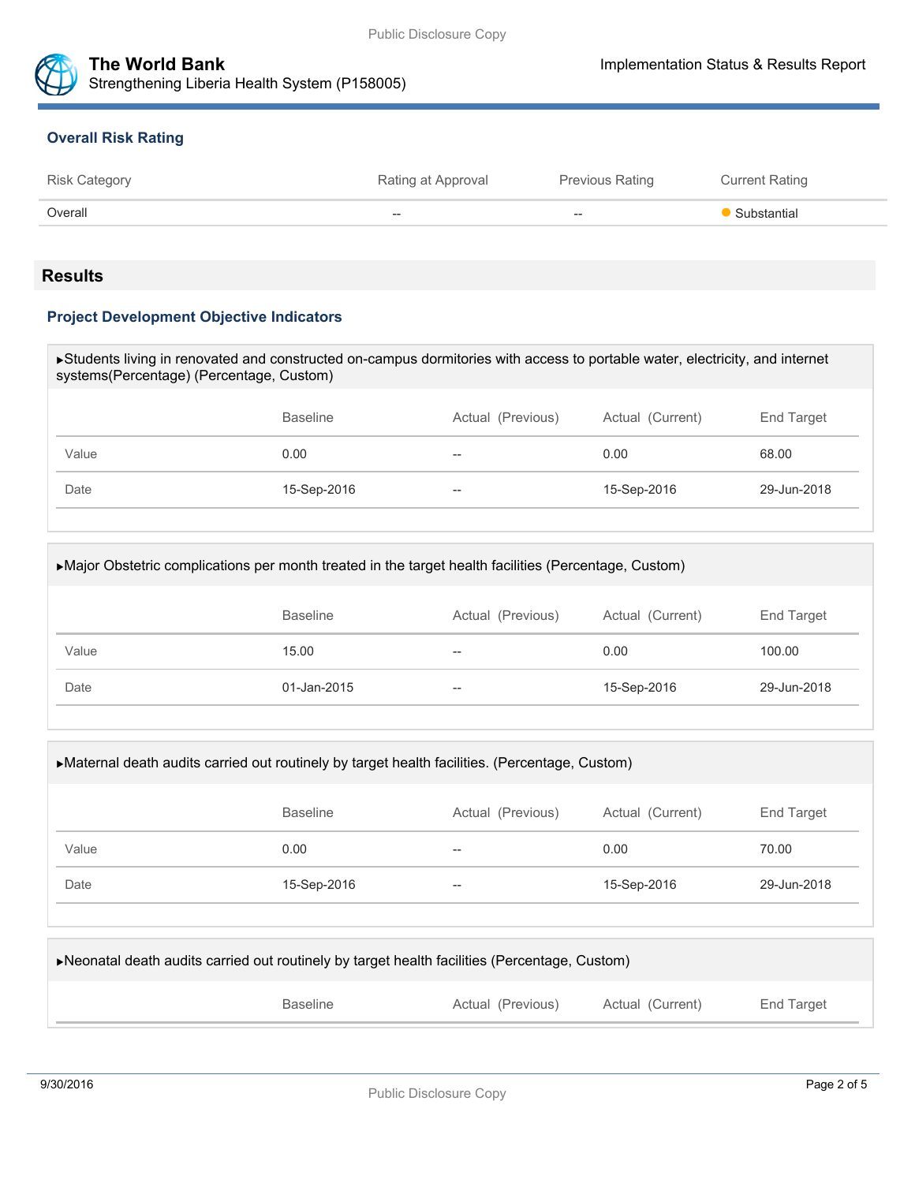### Overall Risk Rating

| Risk Category | Rating at Approval | Previous Rating | Current Rating |
| --- | --- | --- | --- |
| Overall | -- | -- | Substantial |

## Results

### Project Development Objective Indicators

▶Students living in renovated and constructed on-campus dormitories with access to portable water, electricity, and internet systems(Percentage) (Percentage, Custom)

| | Baseline | Actual (Previous) | Actual (Current) | End Target |
| --- | --- | --- | --- | --- |
| Value | 0.00 | -- | 0.00 | 68.00 |
| Date | 15-Sep-2016 | -- | 15-Sep-2016 | 29-Jun-2018 |

▶Major Obstetric complications per month treated in the target health facilities (Percentage, Custom)

| | Baseline | Actual (Previous) | Actual (Current) | End Target |
| --- | --- | --- | --- | --- |
| Value | 15.00 | -- | 0.00 | 100.00 |
| Date | 01-Jan-2015 | -- | 15-Sep-2016 | 29-Jun-2018 |

▶Maternal death audits carried out routinely by target health facilities. (Percentage, Custom)

| | Baseline | Actual (Previous) | Actual (Current) | End Target |
| --- | --- | --- | --- | --- |
| Value | 0.00 | -- | 0.00 | 70.00 |
| Date | 15-Sep-2016 | -- | 15-Sep-2016 | 29-Jun-2018 |

▶Neonatal death audits carried out routinely by target health facilities (Percentage, Custom)

| | Baseline | Actual (Previous) | Actual (Current) | End Target |
| --- | --- | --- | --- | --- |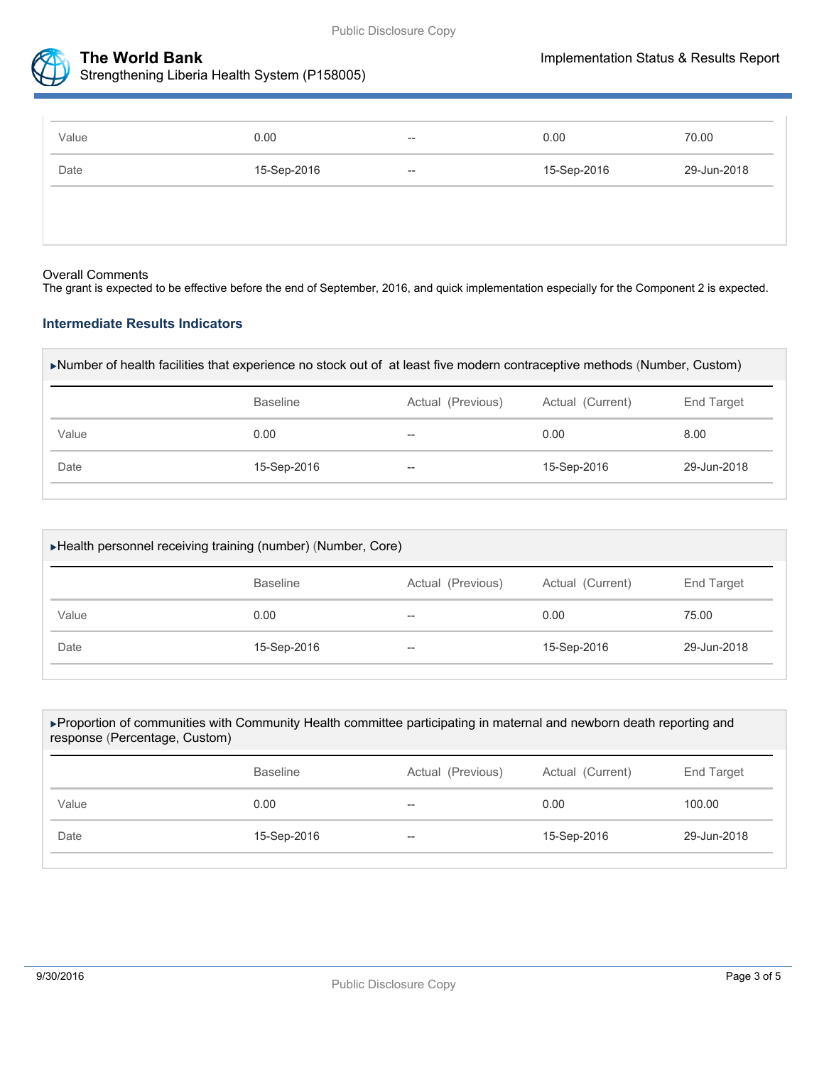| | Baseline | Actual (Previous) | Actual (Current) | End Target |
|---|---|---|---|---|
| Value | 0.00 | -- | 0.00 | 70.00 |
| Date | 15-Sep-2016 | -- | 15-Sep-2016 | 29-Jun-2018 |

Overall Comments

The grant is expected to be effective before the end of September, 2016, and quick implementation especially for the Component 2 is expected.

### Intermediate Results Indicators

▸Number of health facilities that experience no stock out of at least five modern contraceptive methods (Number, Custom)

| | Baseline | Actual (Previous) | Actual (Current) | End Target |
|---|---|---|---|---|
| Value | 0.00 | -- | 0.00 | 8.00 |
| Date | 15-Sep-2016 | -- | 15-Sep-2016 | 29-Jun-2018 |

▸Health personnel receiving training (number) (Number, Core)

| | Baseline | Actual (Previous) | Actual (Current) | End Target |
|---|---|---|---|---|
| Value | 0.00 | -- | 0.00 | 75.00 |
| Date | 15-Sep-2016 | -- | 15-Sep-2016 | 29-Jun-2018 |

▸Proportion of communities with Community Health committee participating in maternal and newborn death reporting and response (Percentage, Custom)

| | Baseline | Actual (Previous) | Actual (Current) | End Target |
|---|---|---|---|---|
| Value | 0.00 | -- | 0.00 | 100.00 |
| Date | 15-Sep-2016 | -- | 15-Sep-2016 | 29-Jun-2018 |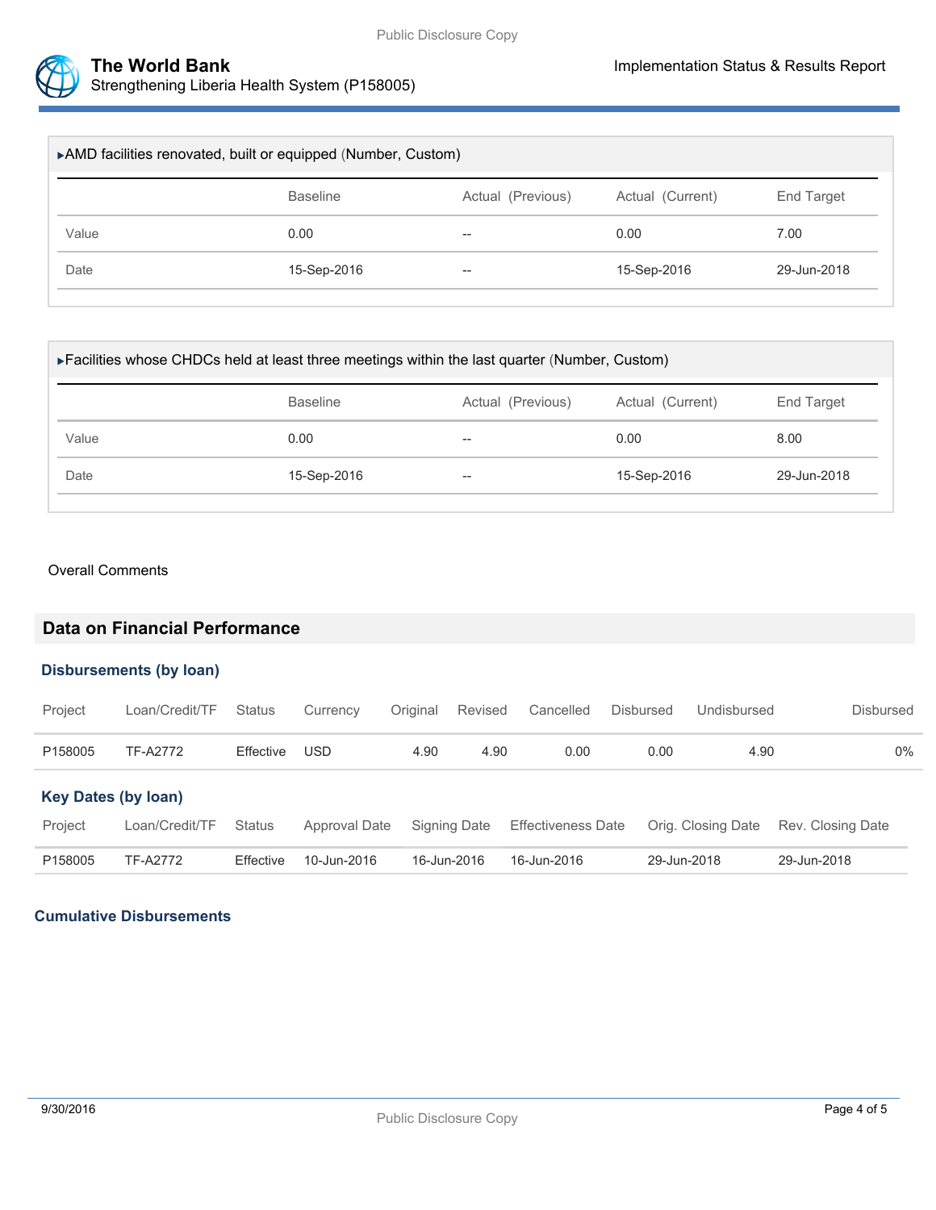▸AMD facilities renovated, built or equipped (Number, Custom)

| | Baseline | Actual (Previous) | Actual (Current) | End Target |
|---|---|---|---|---|
| Value | 0.00 | -- | 0.00 | 7.00 |
| Date | 15-Sep-2016 | -- | 15-Sep-2016 | 29-Jun-2018 |

▸Facilities whose CHDCs held at least three meetings within the last quarter (Number, Custom)

| | Baseline | Actual (Previous) | Actual (Current) | End Target |
|---|---|---|---|---|
| Value | 0.00 | -- | 0.00 | 8.00 |
| Date | 15-Sep-2016 | -- | 15-Sep-2016 | 29-Jun-2018 |

Overall Comments

## Data on Financial Performance

### Disbursements (by loan)

| Project | Loan/Credit/TF | Status | Currency | Original | Revised | Cancelled | Disbursed | Undisbursed | Disbursed |
|---|---|---|---|---|---|---|---|---|---|
| P158005 | TF-A2772 | Effective | USD | 4.90 | 4.90 | 0.00 | 0.00 | 4.90 | 0% |

### Key Dates (by loan)

| Project | Loan/Credit/TF | Status | Approval Date | Signing Date | Effectiveness Date | Orig. Closing Date | Rev. Closing Date |
|---|---|---|---|---|---|---|---|
| P158005 | TF-A2772 | Effective | 10-Jun-2016 | 16-Jun-2016 | 16-Jun-2016 | 29-Jun-2018 | 29-Jun-2018 |

### Cumulative Disbursements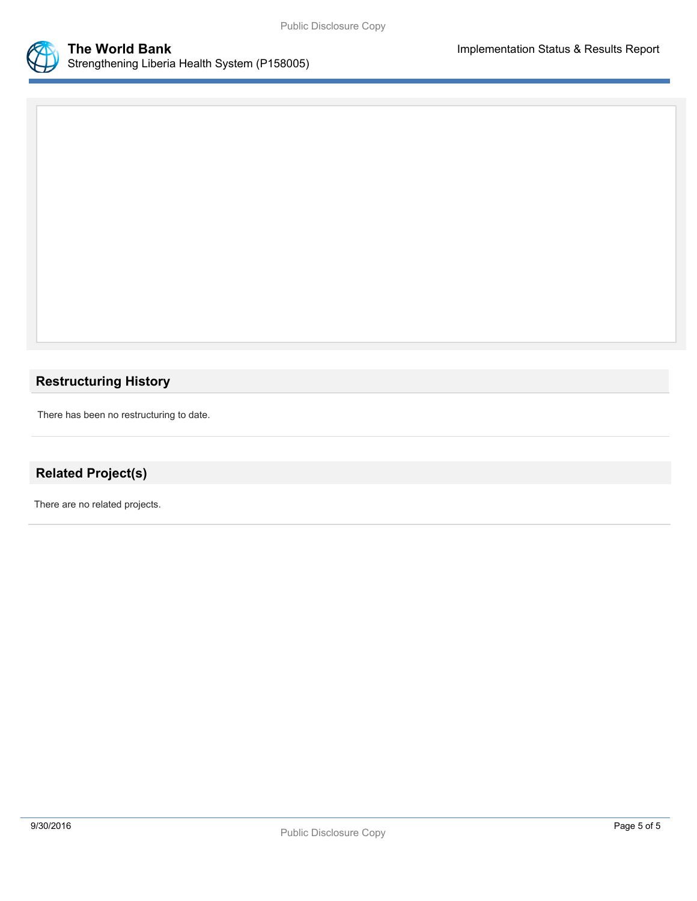## Restructuring History

There has been no restructuring to date.

## Related Project(s)

There are no related projects.